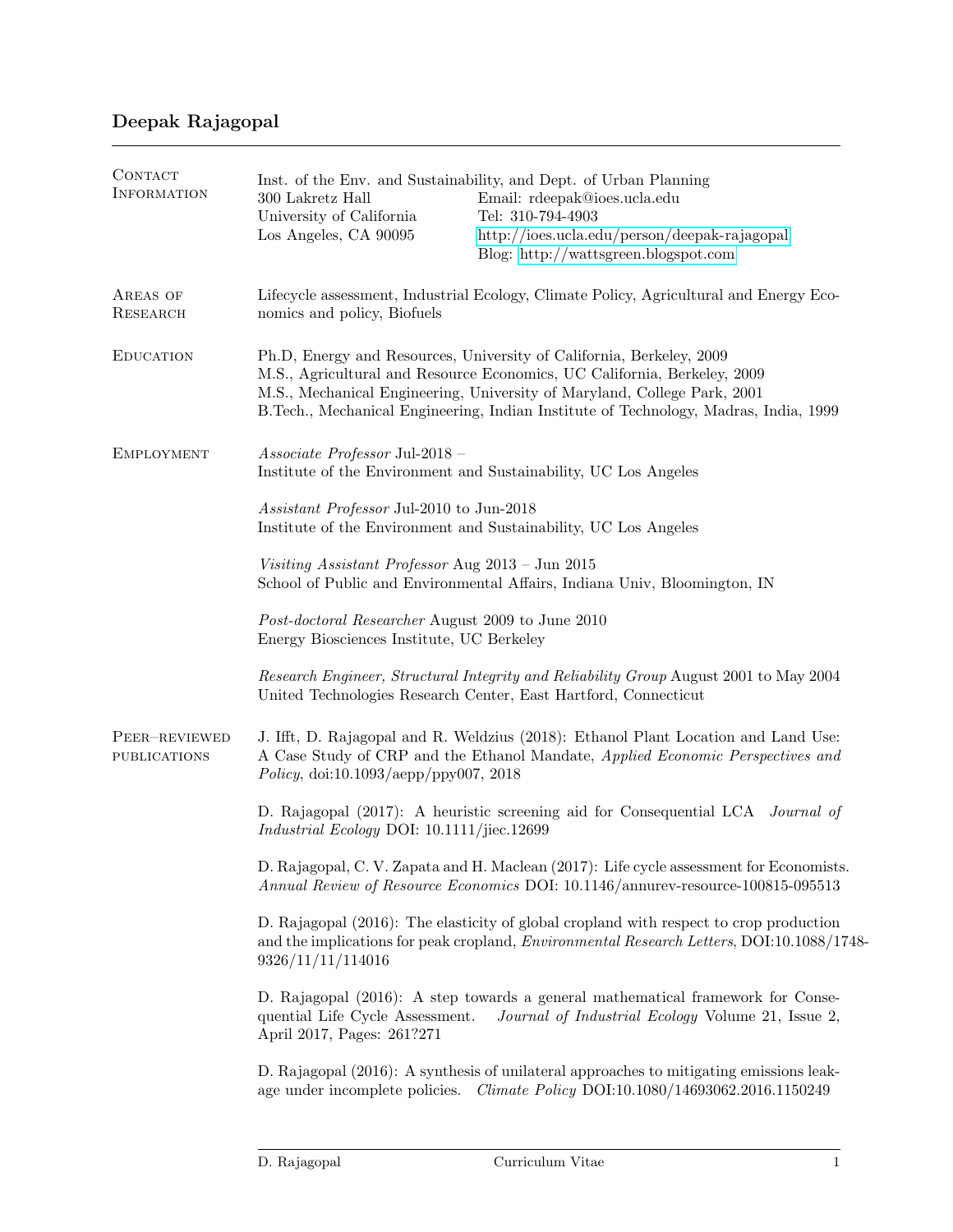# Deepak Rajagopal

## Contact Information

Inst. of the Env. and Sustainability, and Dept. of Urban Planning
300 Lakretz Hall
University of California
Los Angeles, CA 90095

Email: rdeepak@ioes.ucla.edu
Tel: 310-794-4903
http://ioes.ucla.edu/person/deepak-rajagopal
Blog: http://wattsgreen.blogspot.com

## Areas of Research

Lifecycle assessment, Industrial Ecology, Climate Policy, Agricultural and Energy Economics and policy, Biofuels

## Education

Ph.D, Energy and Resources, University of California, Berkeley, 2009
M.S., Agricultural and Resource Economics, UC California, Berkeley, 2009
M.S., Mechanical Engineering, University of Maryland, College Park, 2001
B.Tech., Mechanical Engineering, Indian Institute of Technology, Madras, India, 1999

## Employment

*Associate Professor* Jul-2018 –
Institute of the Environment and Sustainability, UC Los Angeles

*Assistant Professor* Jul-2010 to Jun-2018
Institute of the Environment and Sustainability, UC Los Angeles

*Visiting Assistant Professor* Aug 2013 – Jun 2015
School of Public and Environmental Affairs, Indiana Univ, Bloomington, IN

*Post-doctoral Researcher* August 2009 to June 2010
Energy Biosciences Institute, UC Berkeley

*Research Engineer, Structural Integrity and Reliability Group* August 2001 to May 2004
United Technologies Research Center, East Hartford, Connecticut

## Peer–reviewed publications

J. Ifft, D. Rajagopal and R. Weldzius (2018): Ethanol Plant Location and Land Use: A Case Study of CRP and the Ethanol Mandate, *Applied Economic Perspectives and Policy*, doi:10.1093/aepp/ppy007, 2018

D. Rajagopal (2017): A heuristic screening aid for Consequential LCA *Journal of Industrial Ecology* DOI: 10.1111/jiec.12699

D. Rajagopal, C. V. Zapata and H. Maclean (2017): Life cycle assessment for Economists. *Annual Review of Resource Economics* DOI: 10.1146/annurev-resource-100815-095513

D. Rajagopal (2016): The elasticity of global cropland with respect to crop production and the implications for peak cropland, *Environmental Research Letters*, DOI:10.1088/1748-9326/11/11/114016

D. Rajagopal (2016): A step towards a general mathematical framework for Consequential Life Cycle Assessment. *Journal of Industrial Ecology* Volume 21, Issue 2, April 2017, Pages: 261?271

D. Rajagopal (2016): A synthesis of unilateral approaches to mitigating emissions leakage under incomplete policies. *Climate Policy* DOI:10.1080/14693062.2016.1150249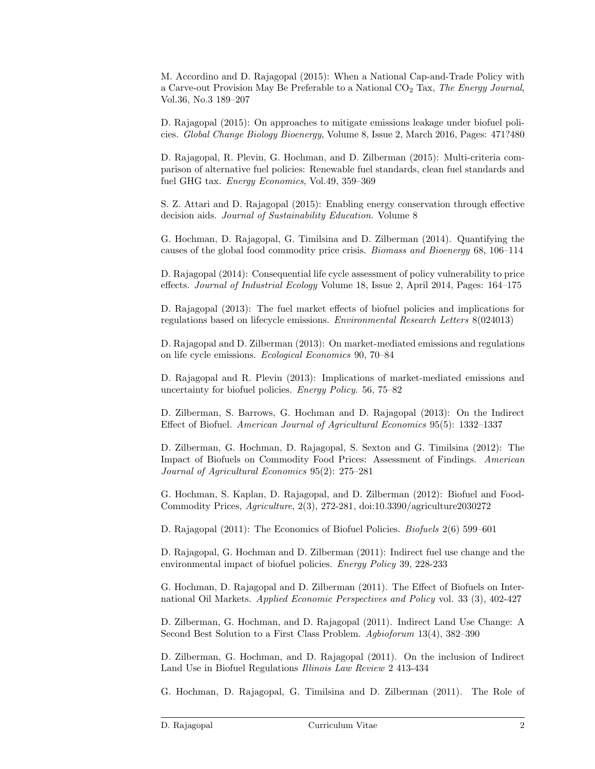M. Accordino and D. Rajagopal (2015): When a National Cap-and-Trade Policy with a Carve-out Provision May Be Preferable to a National $CO_2$ Tax, *The Energy Journal*, Vol.36, No.3 189–207

D. Rajagopal (2015): On approaches to mitigate emissions leakage under biofuel policies. *Global Change Biology Bioenergy*, Volume 8, Issue 2, March 2016, Pages: 471?480

D. Rajagopal, R. Plevin, G. Hochman, and D. Zilberman (2015): Multi-criteria comparison of alternative fuel policies: Renewable fuel standards, clean fuel standards and fuel GHG tax. *Energy Economics*, Vol.49, 359–369

S. Z. Attari and D. Rajagopal (2015): Enabling energy conservation through effective decision aids. *Journal of Sustainability Education*. Volume 8

G. Hochman, D. Rajagopal, G. Timilsina and D. Zilberman (2014). Quantifying the causes of the global food commodity price crisis. *Biomass and Bioenergy* 68, 106–114

D. Rajagopal (2014): Consequential life cycle assessment of policy vulnerability to price effects. *Journal of Industrial Ecology* Volume 18, Issue 2, April 2014, Pages: 164–175

D. Rajagopal (2013): The fuel market effects of biofuel policies and implications for regulations based on lifecycle emissions. *Environmental Research Letters* 8(024013)

D. Rajagopal and D. Zilberman (2013): On market-mediated emissions and regulations on life cycle emissions. *Ecological Economics* 90, 70–84

D. Rajagopal and R. Plevin (2013): Implications of market-mediated emissions and uncertainty for biofuel policies. *Energy Policy*. 56, 75–82

D. Zilberman, S. Barrows, G. Hochman and D. Rajagopal (2013): On the Indirect Effect of Biofuel. *American Journal of Agricultural Economics* 95(5): 1332–1337

D. Zilberman, G. Hochman, D. Rajagopal, S. Sexton and G. Timilsina (2012): The Impact of Biofuels on Commodity Food Prices: Assessment of Findings. *American Journal of Agricultural Economics* 95(2): 275–281

G. Hochman, S. Kaplan, D. Rajagopal, and D. Zilberman (2012): Biofuel and Food-Commodity Prices, *Agriculture*, 2(3), 272-281, doi:10.3390/agriculture2030272

D. Rajagopal (2011): The Economics of Biofuel Policies. *Biofuels* 2(6) 599–601

D. Rajagopal, G. Hochman and D. Zilberman (2011): Indirect fuel use change and the environmental impact of biofuel policies. *Energy Policy* 39, 228-233

G. Hochman, D. Rajagopal and D. Zilberman (2011). The Effect of Biofuels on International Oil Markets. *Applied Economic Perspectives and Policy* vol. 33 (3), 402-427

D. Zilberman, G. Hochman, and D. Rajagopal (2011). Indirect Land Use Change: A Second Best Solution to a First Class Problem. *Agbioforum* 13(4), 382–390

D. Zilberman, G. Hochman, and D. Rajagopal (2011). On the inclusion of Indirect Land Use in Biofuel Regulations *Illinois Law Review* 2 413-434

G. Hochman, D. Rajagopal, G. Timilsina and D. Zilberman (2011). The Role of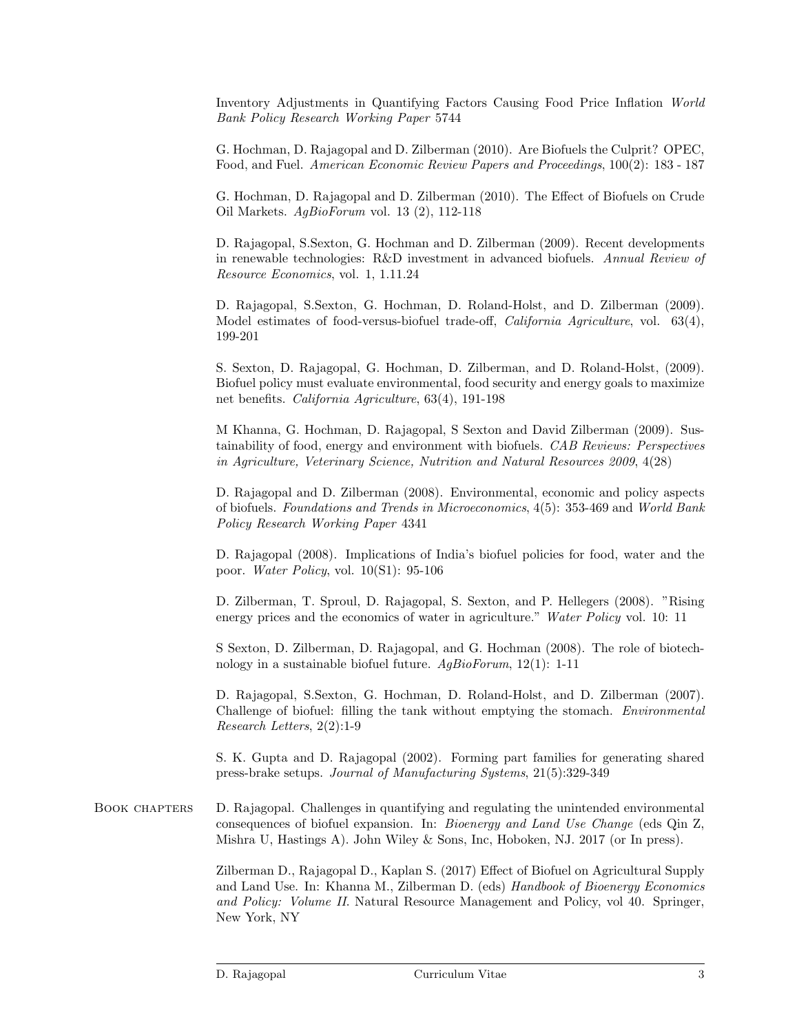Inventory Adjustments in Quantifying Factors Causing Food Price Inflation *World Bank Policy Research Working Paper* 5744

G. Hochman, D. Rajagopal and D. Zilberman (2010). Are Biofuels the Culprit? OPEC, Food, and Fuel. *American Economic Review Papers and Proceedings*, 100(2): 183 - 187

G. Hochman, D. Rajagopal and D. Zilberman (2010). The Effect of Biofuels on Crude Oil Markets. *AgBioForum* vol. 13 (2), 112-118

D. Rajagopal, S.Sexton, G. Hochman and D. Zilberman (2009). Recent developments in renewable technologies: R&D investment in advanced biofuels. *Annual Review of Resource Economics*, vol. 1, 1.11.24

D. Rajagopal, S.Sexton, G. Hochman, D. Roland-Holst, and D. Zilberman (2009). Model estimates of food-versus-biofuel trade-off, *California Agriculture*, vol. 63(4), 199-201

S. Sexton, D. Rajagopal, G. Hochman, D. Zilberman, and D. Roland-Holst, (2009). Biofuel policy must evaluate environmental, food security and energy goals to maximize net benefits. *California Agriculture*, 63(4), 191-198

M Khanna, G. Hochman, D. Rajagopal, S Sexton and David Zilberman (2009). Sustainability of food, energy and environment with biofuels. *CAB Reviews: Perspectives in Agriculture, Veterinary Science, Nutrition and Natural Resources 2009*, 4(28)

D. Rajagopal and D. Zilberman (2008). Environmental, economic and policy aspects of biofuels. *Foundations and Trends in Microeconomics*, 4(5): 353-469 and *World Bank Policy Research Working Paper* 4341

D. Rajagopal (2008). Implications of India's biofuel policies for food, water and the poor. *Water Policy*, vol. 10(S1): 95-106

D. Zilberman, T. Sproul, D. Rajagopal, S. Sexton, and P. Hellegers (2008). "Rising energy prices and the economics of water in agriculture." *Water Policy* vol. 10: 11

S Sexton, D. Zilberman, D. Rajagopal, and G. Hochman (2008). The role of biotechnology in a sustainable biofuel future. *AgBioForum*, 12(1): 1-11

D. Rajagopal, S.Sexton, G. Hochman, D. Roland-Holst, and D. Zilberman (2007). Challenge of biofuel: filling the tank without emptying the stomach. *Environmental Research Letters*, 2(2):1-9

S. K. Gupta and D. Rajagopal (2002). Forming part families for generating shared press-brake setups. *Journal of Manufacturing Systems*, 21(5):329-349

## Book chapters

D. Rajagopal. Challenges in quantifying and regulating the unintended environmental consequences of biofuel expansion. In: *Bioenergy and Land Use Change* (eds Qin Z, Mishra U, Hastings A). John Wiley & Sons, Inc, Hoboken, NJ. 2017 (or In press).

Zilberman D., Rajagopal D., Kaplan S. (2017) Effect of Biofuel on Agricultural Supply and Land Use. In: Khanna M., Zilberman D. (eds) *Handbook of Bioenergy Economics and Policy: Volume II*. Natural Resource Management and Policy, vol 40. Springer, New York, NY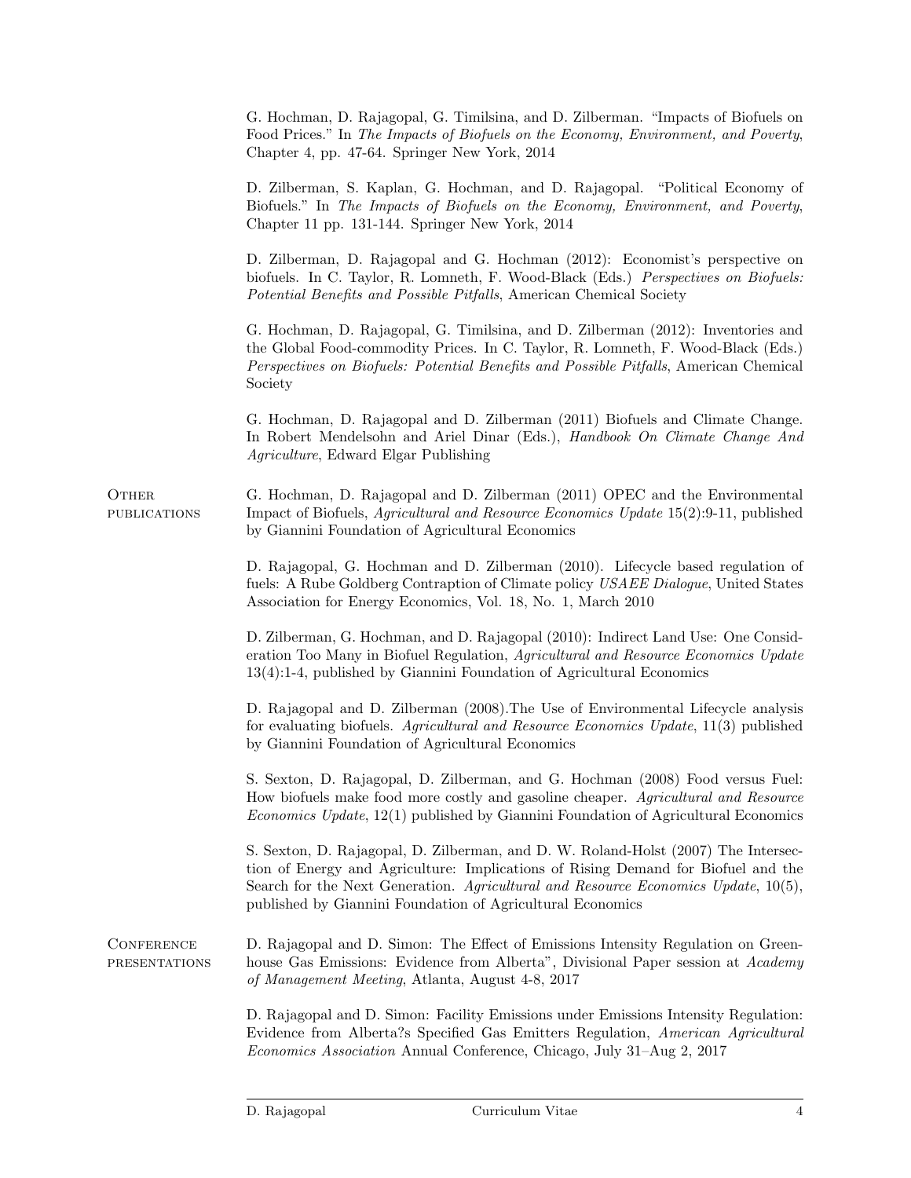G. Hochman, D. Rajagopal, G. Timilsina, and D. Zilberman. "Impacts of Biofuels on Food Prices." In *The Impacts of Biofuels on the Economy, Environment, and Poverty*, Chapter 4, pp. 47-64. Springer New York, 2014

D. Zilberman, S. Kaplan, G. Hochman, and D. Rajagopal. "Political Economy of Biofuels." In *The Impacts of Biofuels on the Economy, Environment, and Poverty*, Chapter 11 pp. 131-144. Springer New York, 2014

D. Zilberman, D. Rajagopal and G. Hochman (2012): Economist's perspective on biofuels. In C. Taylor, R. Lomneth, F. Wood-Black (Eds.) *Perspectives on Biofuels: Potential Benefits and Possible Pitfalls*, American Chemical Society

G. Hochman, D. Rajagopal, G. Timilsina, and D. Zilberman (2012): Inventories and the Global Food-commodity Prices. In C. Taylor, R. Lomneth, F. Wood-Black (Eds.) *Perspectives on Biofuels: Potential Benefits and Possible Pitfalls*, American Chemical Society

G. Hochman, D. Rajagopal and D. Zilberman (2011) Biofuels and Climate Change. In Robert Mendelsohn and Ariel Dinar (Eds.), *Handbook On Climate Change And Agriculture*, Edward Elgar Publishing

## Other publications

G. Hochman, D. Rajagopal and D. Zilberman (2011) OPEC and the Environmental Impact of Biofuels, *Agricultural and Resource Economics Update* 15(2):9-11, published by Giannini Foundation of Agricultural Economics

D. Rajagopal, G. Hochman and D. Zilberman (2010). Lifecycle based regulation of fuels: A Rube Goldberg Contraption of Climate policy *USAEE Dialogue*, United States Association for Energy Economics, Vol. 18, No. 1, March 2010

D. Zilberman, G. Hochman, and D. Rajagopal (2010): Indirect Land Use: One Consideration Too Many in Biofuel Regulation, *Agricultural and Resource Economics Update* 13(4):1-4, published by Giannini Foundation of Agricultural Economics

D. Rajagopal and D. Zilberman (2008).The Use of Environmental Lifecycle analysis for evaluating biofuels. *Agricultural and Resource Economics Update*, 11(3) published by Giannini Foundation of Agricultural Economics

S. Sexton, D. Rajagopal, D. Zilberman, and G. Hochman (2008) Food versus Fuel: How biofuels make food more costly and gasoline cheaper. *Agricultural and Resource Economics Update*, 12(1) published by Giannini Foundation of Agricultural Economics

S. Sexton, D. Rajagopal, D. Zilberman, and D. W. Roland-Holst (2007) The Intersection of Energy and Agriculture: Implications of Rising Demand for Biofuel and the Search for the Next Generation. *Agricultural and Resource Economics Update*, 10(5), published by Giannini Foundation of Agricultural Economics

## Conference presentations

D. Rajagopal and D. Simon: The Effect of Emissions Intensity Regulation on Greenhouse Gas Emissions: Evidence from Alberta", Divisional Paper session at *Academy of Management Meeting*, Atlanta, August 4-8, 2017

D. Rajagopal and D. Simon: Facility Emissions under Emissions Intensity Regulation: Evidence from Alberta?s Specified Gas Emitters Regulation, *American Agricultural Economics Association* Annual Conference, Chicago, July 31–Aug 2, 2017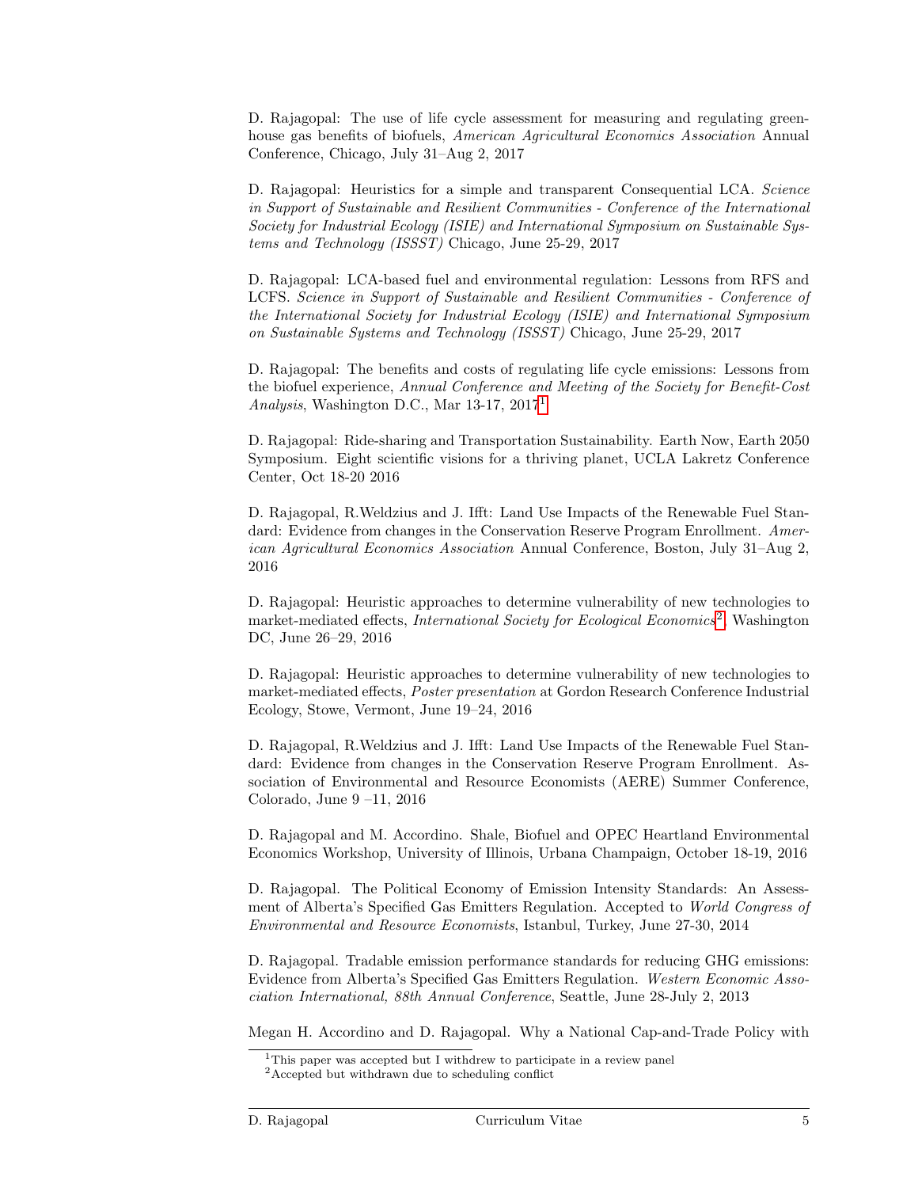D. Rajagopal: The use of life cycle assessment for measuring and regulating greenhouse gas benefits of biofuels, *American Agricultural Economics Association* Annual Conference, Chicago, July 31–Aug 2, 2017

D. Rajagopal: Heuristics for a simple and transparent Consequential LCA. *Science in Support of Sustainable and Resilient Communities - Conference of the International Society for Industrial Ecology (ISIE) and International Symposium on Sustainable Systems and Technology (ISSST)* Chicago, June 25-29, 2017

D. Rajagopal: LCA-based fuel and environmental regulation: Lessons from RFS and LCFS. *Science in Support of Sustainable and Resilient Communities - Conference of the International Society for Industrial Ecology (ISIE) and International Symposium on Sustainable Systems and Technology (ISSST)* Chicago, June 25-29, 2017

D. Rajagopal: The benefits and costs of regulating life cycle emissions: Lessons from the biofuel experience, *Annual Conference and Meeting of the Society for Benefit-Cost Analysis*, Washington D.C., Mar 13-17, 2017[1]

D. Rajagopal: Ride-sharing and Transportation Sustainability. Earth Now, Earth 2050 Symposium. Eight scientific visions for a thriving planet, UCLA Lakretz Conference Center, Oct 18-20 2016

D. Rajagopal, R.Weldzius and J. Ifft: Land Use Impacts of the Renewable Fuel Standard: Evidence from changes in the Conservation Reserve Program Enrollment. *American Agricultural Economics Association* Annual Conference, Boston, July 31–Aug 2, 2016

D. Rajagopal: Heuristic approaches to determine vulnerability of new technologies to market-mediated effects, *International Society for Ecological Economics*[2], Washington DC, June 26–29, 2016

D. Rajagopal: Heuristic approaches to determine vulnerability of new technologies to market-mediated effects, *Poster presentation* at Gordon Research Conference Industrial Ecology, Stowe, Vermont, June 19–24, 2016

D. Rajagopal, R.Weldzius and J. Ifft: Land Use Impacts of the Renewable Fuel Standard: Evidence from changes in the Conservation Reserve Program Enrollment. Association of Environmental and Resource Economists (AERE) Summer Conference, Colorado, June 9 –11, 2016

D. Rajagopal and M. Accordino. Shale, Biofuel and OPEC Heartland Environmental Economics Workshop, University of Illinois, Urbana Champaign, October 18-19, 2016

D. Rajagopal. The Political Economy of Emission Intensity Standards: An Assessment of Alberta's Specified Gas Emitters Regulation. Accepted to *World Congress of Environmental and Resource Economists*, Istanbul, Turkey, June 27-30, 2014

D. Rajagopal. Tradable emission performance standards for reducing GHG emissions: Evidence from Alberta's Specified Gas Emitters Regulation. *Western Economic Association International, 88th Annual Conference*, Seattle, June 28-July 2, 2013

Megan H. Accordino and D. Rajagopal. Why a National Cap-and-Trade Policy with

[1] This paper was accepted but I withdrew to participate in a review panel

[2] Accepted but withdrawn due to scheduling conflict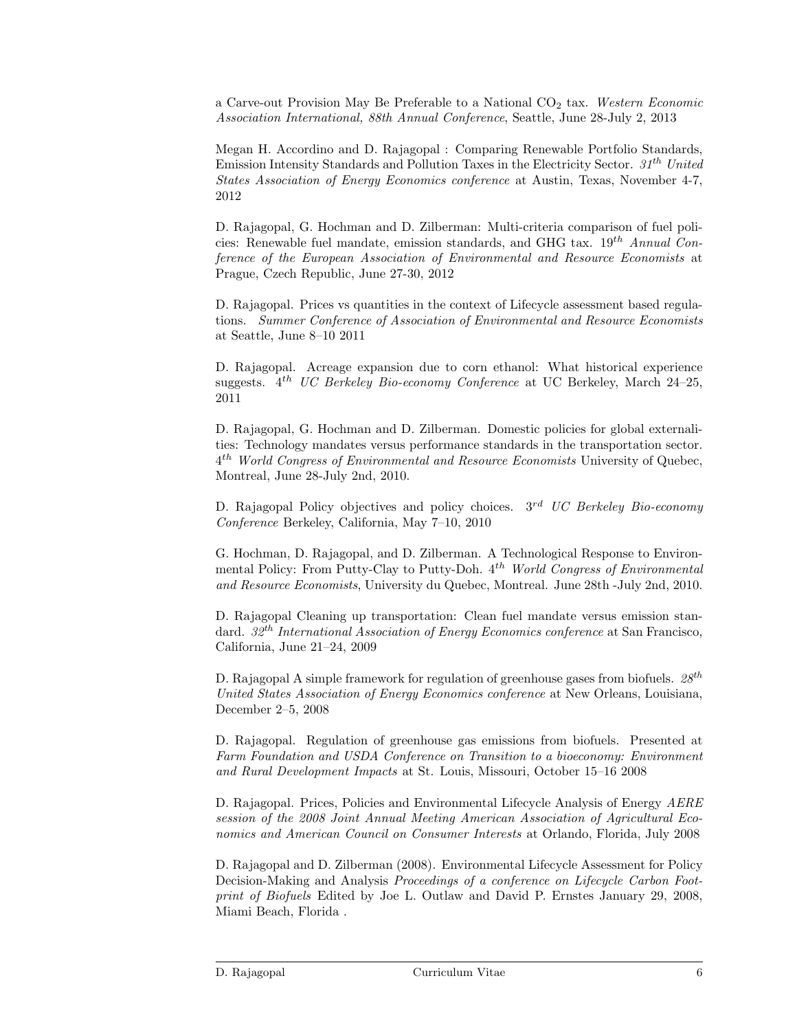a Carve-out Provision May Be Preferable to a National $CO_2$ tax. *Western Economic Association International, 88th Annual Conference*, Seattle, June 28-July 2, 2013

Megan H. Accordino and D. Rajagopal : Comparing Renewable Portfolio Standards, Emission Intensity Standards and Pollution Taxes in the Electricity Sector. *31$^{th}$ United States Association of Energy Economics conference* at Austin, Texas, November 4-7, 2012

D. Rajagopal, G. Hochman and D. Zilberman: Multi-criteria comparison of fuel policies: Renewable fuel mandate, emission standards, and GHG tax. 19$^{th}$ *Annual Conference of the European Association of Environmental and Resource Economists* at Prague, Czech Republic, June 27-30, 2012

D. Rajagopal. Prices vs quantities in the context of Lifecycle assessment based regulations. *Summer Conference of Association of Environmental and Resource Economists* at Seattle, June 8–10 2011

D. Rajagopal. Acreage expansion due to corn ethanol: What historical experience suggests. 4$^{th}$ *UC Berkeley Bio-economy Conference* at UC Berkeley, March 24–25, 2011

D. Rajagopal, G. Hochman and D. Zilberman. Domestic policies for global externalities: Technology mandates versus performance standards in the transportation sector. 4$^{th}$ *World Congress of Environmental and Resource Economists* University of Quebec, Montreal, June 28-July 2nd, 2010.

D. Rajagopal Policy objectives and policy choices. 3$^{rd}$ *UC Berkeley Bio-economy Conference* Berkeley, California, May 7–10, 2010

G. Hochman, D. Rajagopal, and D. Zilberman. A Technological Response to Environmental Policy: From Putty-Clay to Putty-Doh. 4$^{th}$ *World Congress of Environmental and Resource Economists*, University du Quebec, Montreal. June 28th -July 2nd, 2010.

D. Rajagopal Cleaning up transportation: Clean fuel mandate versus emission standard. *32$^{th}$ International Association of Energy Economics conference* at San Francisco, California, June 21–24, 2009

D. Rajagopal A simple framework for regulation of greenhouse gases from biofuels. *28$^{th}$ United States Association of Energy Economics conference* at New Orleans, Louisiana, December 2–5, 2008

D. Rajagopal. Regulation of greenhouse gas emissions from biofuels. Presented at *Farm Foundation and USDA Conference on Transition to a bioeconomy: Environment and Rural Development Impacts* at St. Louis, Missouri, October 15–16 2008

D. Rajagopal. Prices, Policies and Environmental Lifecycle Analysis of Energy *AERE session of the 2008 Joint Annual Meeting American Association of Agricultural Economics and American Council on Consumer Interests* at Orlando, Florida, July 2008

D. Rajagopal and D. Zilberman (2008). Environmental Lifecycle Assessment for Policy Decision-Making and Analysis *Proceedings of a conference on Lifecycle Carbon Footprint of Biofuels* Edited by Joe L. Outlaw and David P. Ernstes January 29, 2008, Miami Beach, Florida .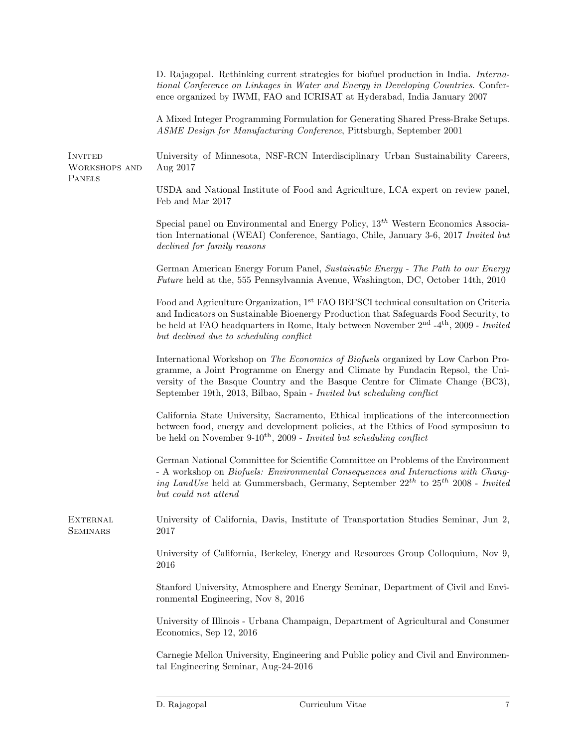D. Rajagopal. Rethinking current strategies for biofuel production in India. *International Conference on Linkages in Water and Energy in Developing Countries*. Conference organized by IWMI, FAO and ICRISAT at Hyderabad, India January 2007

A Mixed Integer Programming Formulation for Generating Shared Press-Brake Setups. *ASME Design for Manufacturing Conference*, Pittsburgh, September 2001

## Invited Workshops and Panels

University of Minnesota, NSF-RCN Interdisciplinary Urban Sustainability Careers, Aug 2017

USDA and National Institute of Food and Agriculture, LCA expert on review panel, Feb and Mar 2017

Special panel on Environmental and Energy Policy, $13^{th}$ Western Economics Association International (WEAI) Conference, Santiago, Chile, January 3-6, 2017 *Invited but declined for family reasons*

German American Energy Forum Panel, *Sustainable Energy - The Path to our Energy Future* held at the, 555 Pennsylvannia Avenue, Washington, DC, October 14th, 2010

Food and Agriculture Organization, 1st FAO BEFSCI technical consultation on Criteria and Indicators on Sustainable Bioenergy Production that Safeguards Food Security, to be held at FAO headquarters in Rome, Italy between November 2nd -4th, 2009 - *Invited but declined due to scheduling conflict*

International Workshop on *The Economics of Biofuels* organized by Low Carbon Programme, a Joint Programme on Energy and Climate by Fundacin Repsol, the University of the Basque Country and the Basque Centre for Climate Change (BC3), September 19th, 2013, Bilbao, Spain - *Invited but scheduling conflict*

California State University, Sacramento, Ethical implications of the interconnection between food, energy and development policies, at the Ethics of Food symposium to be held on November 9-10th, 2009 - *Invited but scheduling conflict*

German National Committee for Scientific Committee on Problems of the Environment - A workshop on *Biofuels: Environmental Consequences and Interactions with Changing LandUse* held at Gummersbach, Germany, September $22^{th}$ to $25^{th}$ 2008 - *Invited but could not attend*

## External Seminars

University of California, Davis, Institute of Transportation Studies Seminar, Jun 2, 2017

University of California, Berkeley, Energy and Resources Group Colloquium, Nov 9, 2016

Stanford University, Atmosphere and Energy Seminar, Department of Civil and Environmental Engineering, Nov 8, 2016

University of Illinois - Urbana Champaign, Department of Agricultural and Consumer Economics, Sep 12, 2016

Carnegie Mellon University, Engineering and Public policy and Civil and Environmental Engineering Seminar, Aug-24-2016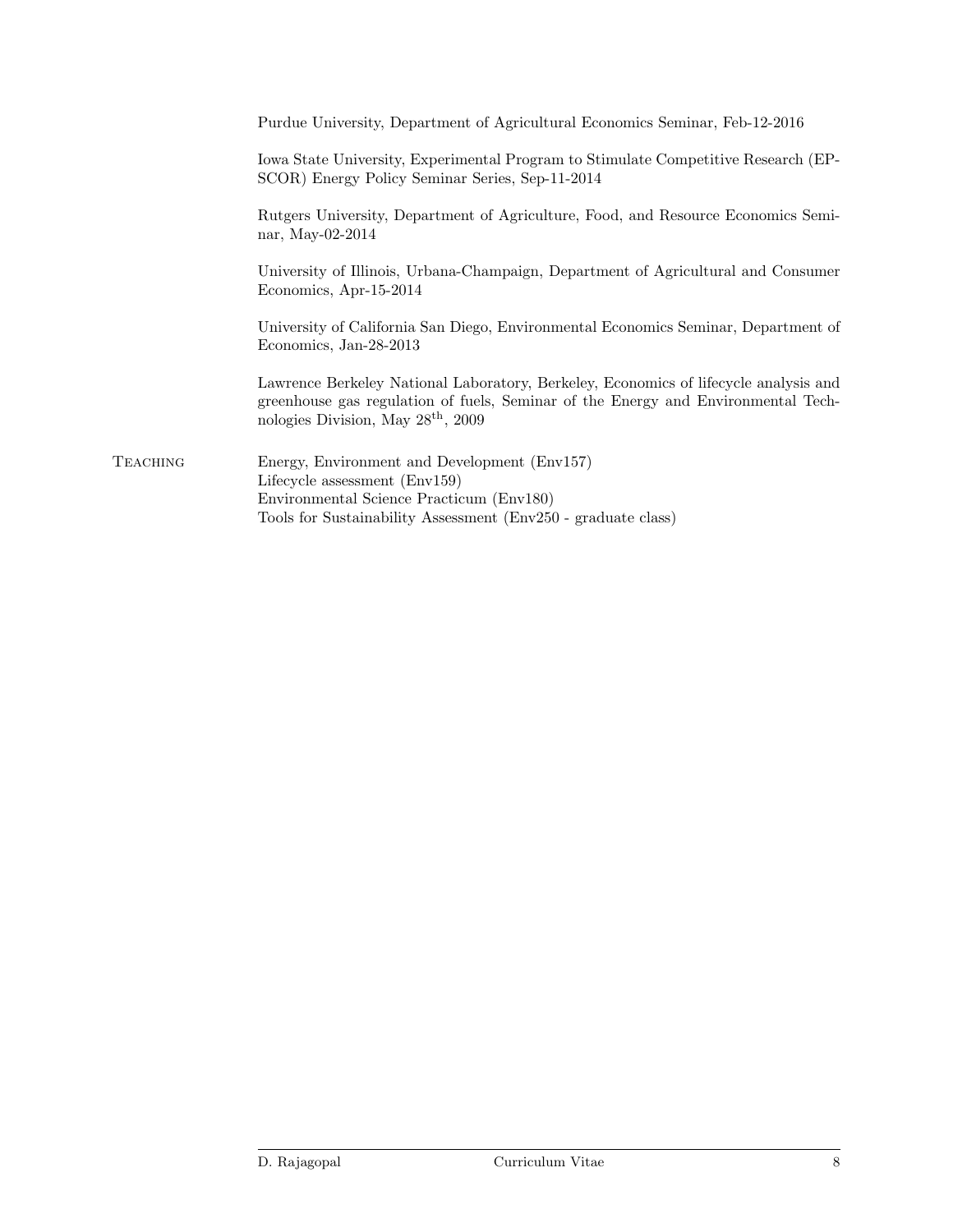Purdue University, Department of Agricultural Economics Seminar, Feb-12-2016

Iowa State University, Experimental Program to Stimulate Competitive Research (EPSCOR) Energy Policy Seminar Series, Sep-11-2014

Rutgers University, Department of Agriculture, Food, and Resource Economics Seminar, May-02-2014

University of Illinois, Urbana-Champaign, Department of Agricultural and Consumer Economics, Apr-15-2014

University of California San Diego, Environmental Economics Seminar, Department of Economics, Jan-28-2013

Lawrence Berkeley National Laboratory, Berkeley, Economics of lifecycle analysis and greenhouse gas regulation of fuels, Seminar of the Energy and Environmental Technologies Division, May 28$^{th}$, 2009

## Teaching

Energy, Environment and Development (Env157)
Lifecycle assessment (Env159)
Environmental Science Practicum (Env180)
Tools for Sustainability Assessment (Env250 - graduate class)